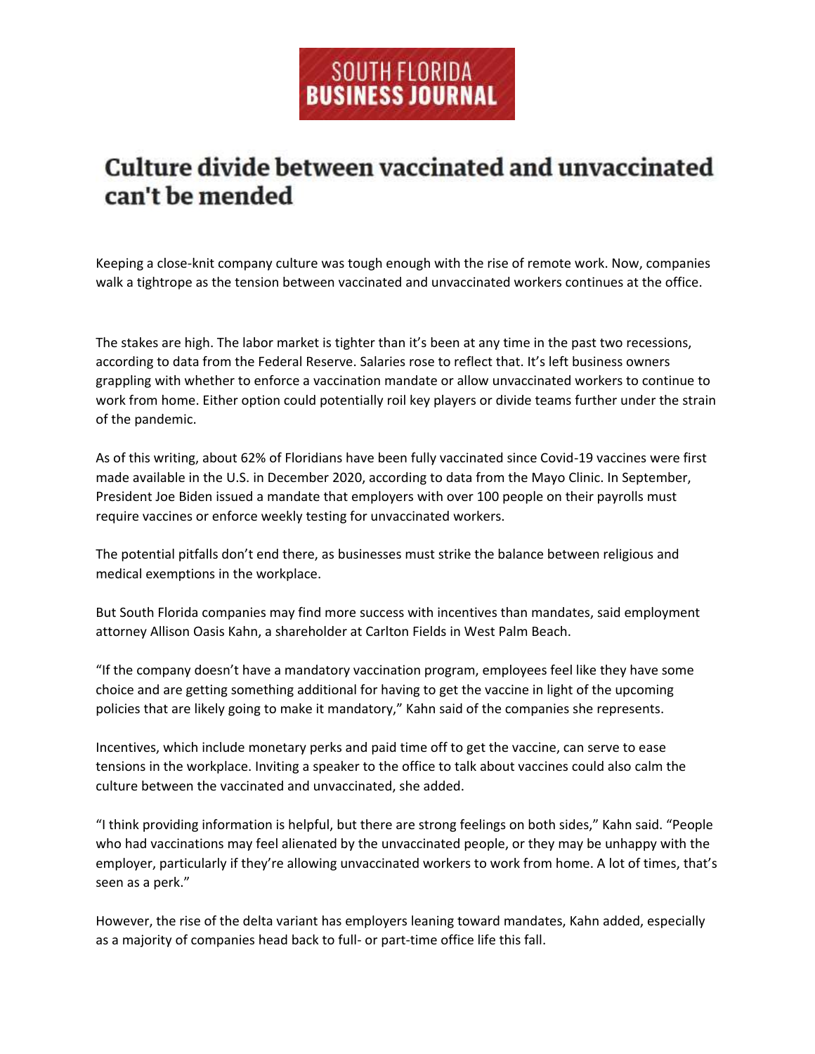SOUTH FLORIDA
**BUSINESS JOURNAL**

# Culture divide between vaccinated and unvaccinated can't be mended

Keeping a close-knit company culture was tough enough with the rise of remote work. Now, companies walk a tightrope as the tension between vaccinated and unvaccinated workers continues at the office.

The stakes are high. The labor market is tighter than it's been at any time in the past two recessions, according to data from the Federal Reserve. Salaries rose to reflect that. It's left business owners grappling with whether to enforce a vaccination mandate or allow unvaccinated workers to continue to work from home. Either option could potentially roil key players or divide teams further under the strain of the pandemic.

As of this writing, about 62% of Floridians have been fully vaccinated since Covid-19 vaccines were first made available in the U.S. in December 2020, according to data from the Mayo Clinic. In September, President Joe Biden issued a mandate that employers with over 100 people on their payrolls must require vaccines or enforce weekly testing for unvaccinated workers.

The potential pitfalls don't end there, as businesses must strike the balance between religious and medical exemptions in the workplace.

But South Florida companies may find more success with incentives than mandates, said employment attorney Allison Oasis Kahn, a shareholder at Carlton Fields in West Palm Beach.

"If the company doesn't have a mandatory vaccination program, employees feel like they have some choice and are getting something additional for having to get the vaccine in light of the upcoming policies that are likely going to make it mandatory," Kahn said of the companies she represents.

Incentives, which include monetary perks and paid time off to get the vaccine, can serve to ease tensions in the workplace. Inviting a speaker to the office to talk about vaccines could also calm the culture between the vaccinated and unvaccinated, she added.

"I think providing information is helpful, but there are strong feelings on both sides," Kahn said. "People who had vaccinations may feel alienated by the unvaccinated people, or they may be unhappy with the employer, particularly if they're allowing unvaccinated workers to work from home. A lot of times, that's seen as a perk."

However, the rise of the delta variant has employers leaning toward mandates, Kahn added, especially as a majority of companies head back to full- or part-time office life this fall.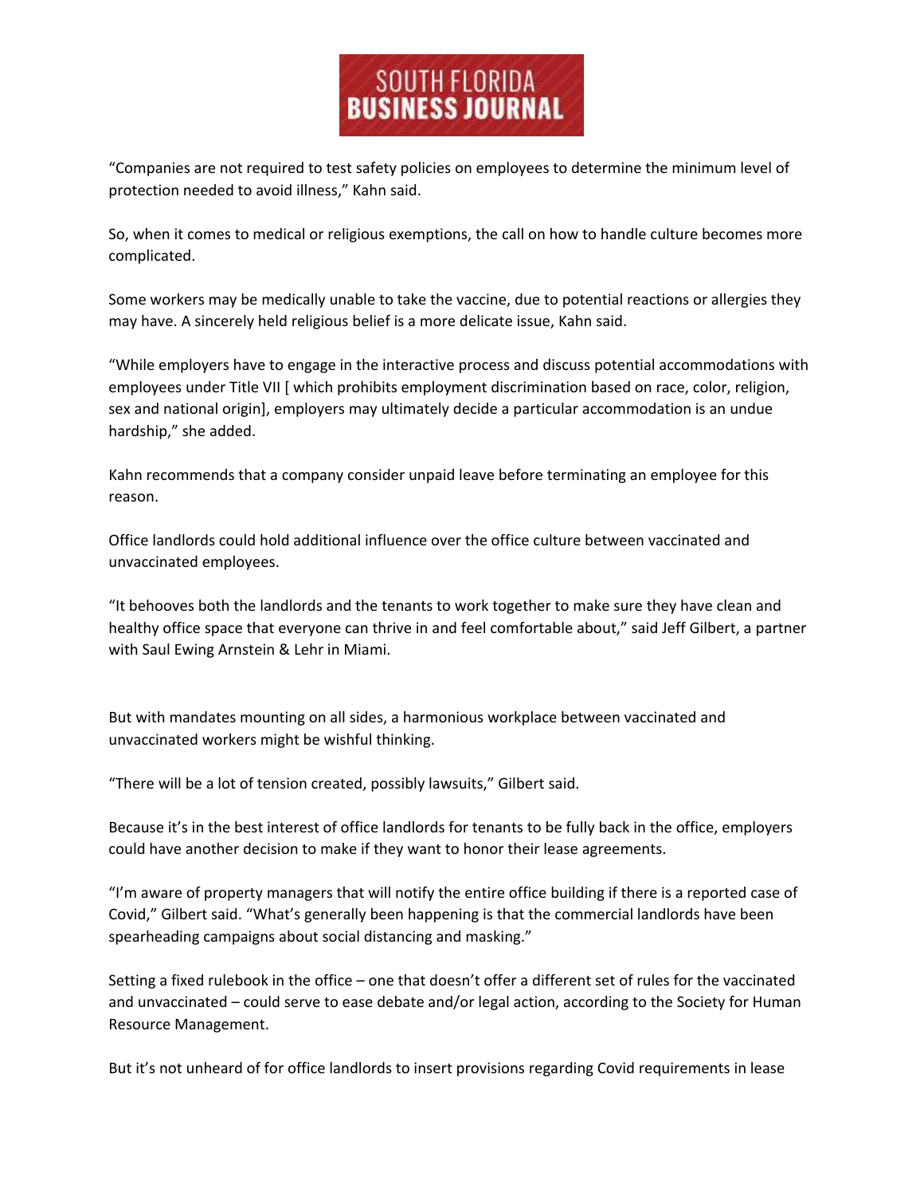“Companies are not required to test safety policies on employees to determine the minimum level of protection needed to avoid illness,” Kahn said.

So, when it comes to medical or religious exemptions, the call on how to handle culture becomes more complicated.

Some workers may be medically unable to take the vaccine, due to potential reactions or allergies they may have. A sincerely held religious belief is a more delicate issue, Kahn said.

“While employers have to engage in the interactive process and discuss potential accommodations with employees under Title VII [ which prohibits employment discrimination based on race, color, religion, sex and national origin], employers may ultimately decide a particular accommodation is an undue hardship,” she added.

Kahn recommends that a company consider unpaid leave before terminating an employee for this reason.

Office landlords could hold additional influence over the office culture between vaccinated and unvaccinated employees.

“It behooves both the landlords and the tenants to work together to make sure they have clean and healthy office space that everyone can thrive in and feel comfortable about,” said Jeff Gilbert, a partner with Saul Ewing Arnstein & Lehr in Miami.

But with mandates mounting on all sides, a harmonious workplace between vaccinated and unvaccinated workers might be wishful thinking.

“There will be a lot of tension created, possibly lawsuits,” Gilbert said.

Because it’s in the best interest of office landlords for tenants to be fully back in the office, employers could have another decision to make if they want to honor their lease agreements.

“I’m aware of property managers that will notify the entire office building if there is a reported case of Covid,” Gilbert said. “What’s generally been happening is that the commercial landlords have been spearheading campaigns about social distancing and masking.”

Setting a fixed rulebook in the office – one that doesn’t offer a different set of rules for the vaccinated and unvaccinated – could serve to ease debate and/or legal action, according to the Society for Human Resource Management.

But it’s not unheard of for office landlords to insert provisions regarding Covid requirements in lease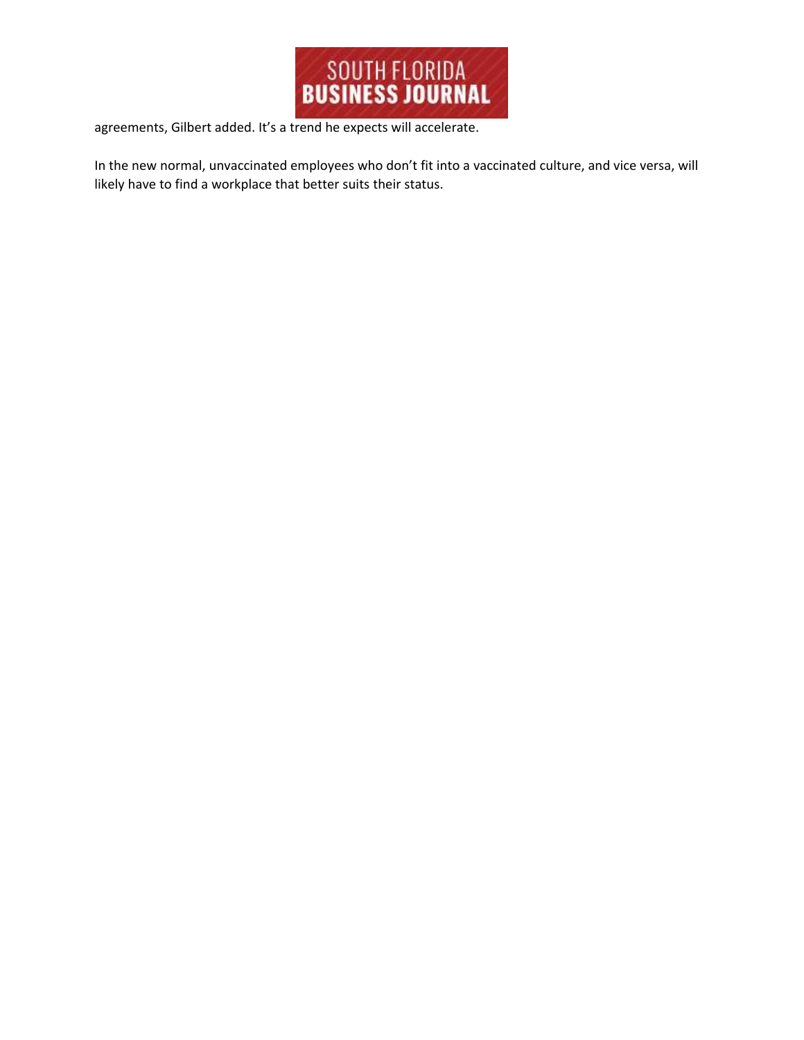agreements, Gilbert added. It's a trend he expects will accelerate.

In the new normal, unvaccinated employees who don't fit into a vaccinated culture, and vice versa, will likely have to find a workplace that better suits their status.